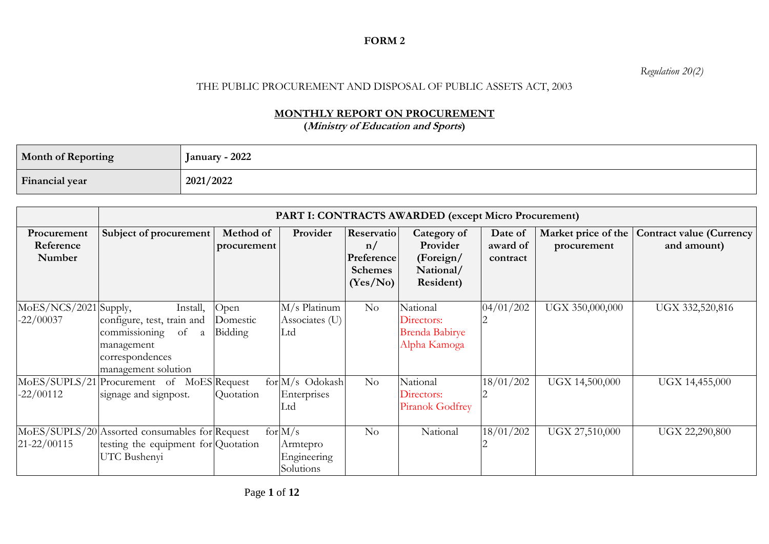**FORM 2**

*Regulation 20(2)*

THE PUBLIC PROCUREMENT AND DISPOSAL OF PUBLIC ASSETS ACT, 2003

**MONTHLY REPORT ON PROCUREMENT**

**(*Ministry of Education and Sports*)**

| **Month of Reporting** | **January - 2022** |
|---|---|
| **Financial year** | **2021/2022** |

| | **PART I: CONTRACTS AWARDED (except Micro Procurement)** | | | | | | | |
|---|---|---|---|---|---|---|---|---|
| **Procurement Reference Number** | **Subject of procurement** | **Method of procurement** | **Provider** | **Reservation/ Preference Schemes (Yes/No)** | **Category of Provider (Foreign/ National/ Resident)** | **Date of award of contract** | **Market price of the procurement** | **Contract value (Currency and amount)** |
| MoES/NCS/2021-22/00037 | Supply, Install, configure, test, train and commissioning of a management correspondences management solution | Open Domestic Bidding | M/s Platinum Associates (U) Ltd | No | National Directors: Brenda Babirye Alpha Kamoga | 04/01/2022 | UGX 350,000,000 | UGX 332,520,816 |
| MoES/SUPLS/21-22/00112 | Procurement of MoES signage and signpost. | Request for Quotation | M/s Odokash Enterprises Ltd | No | National Directors: Piranok Godfrey | 18/01/2022 | UGX 14,500,000 | UGX 14,455,000 |
| MoES/SUPLS/2021-22/00115 | Assorted consumables for testing the equipment for UTC Bushenyi | Request for Quotation | M/s Armtepro Engineering Solutions | No | National | 18/01/2022 | UGX 27,510,000 | UGX 22,290,800 |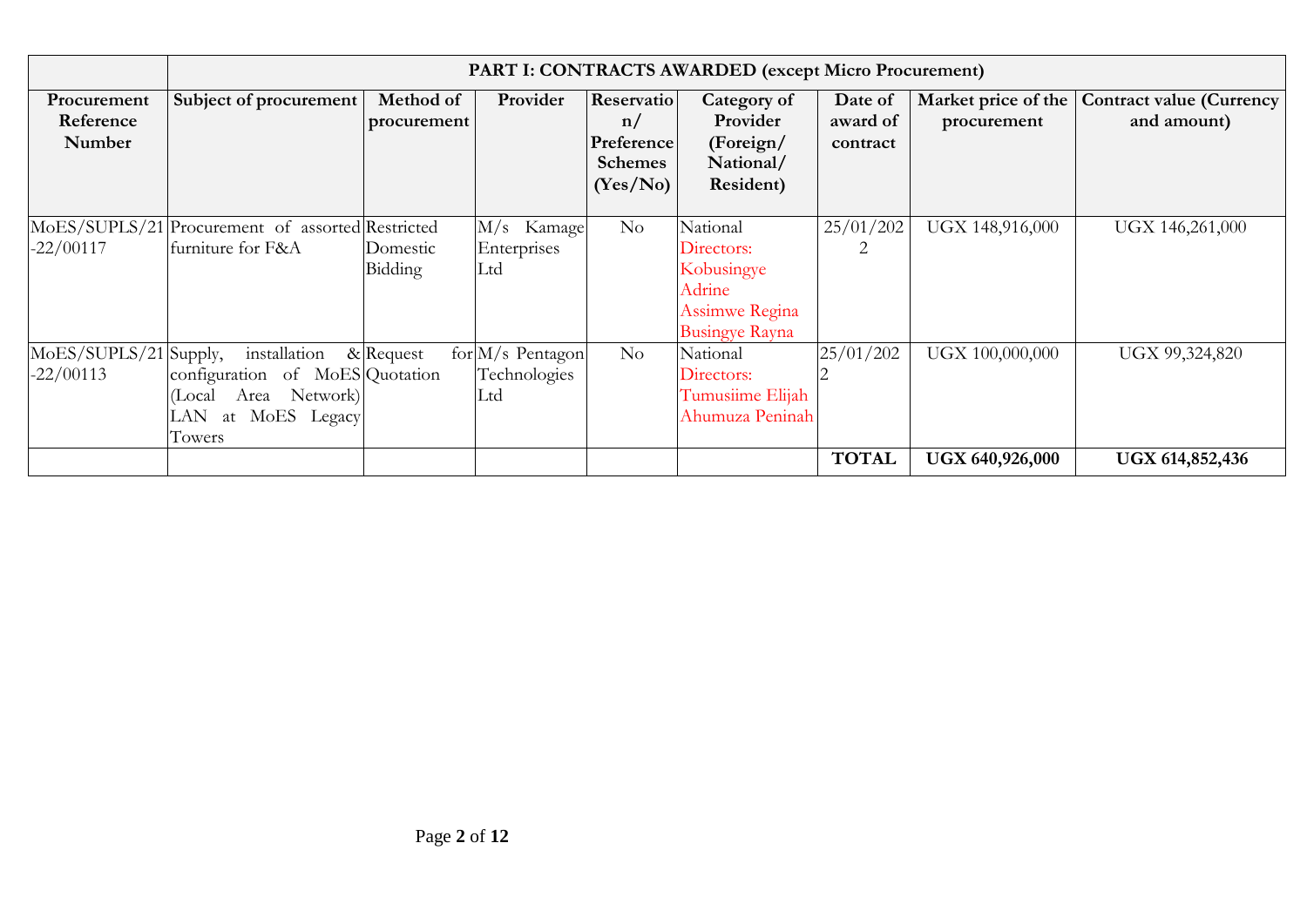| | PART I: CONTRACTS AWARDED (except Micro Procurement) | | | | | | | |
|---|---|---|---|---|---|---|---|---|
| **Procurement Reference Number** | **Subject of procurement** | **Method of procurement** | **Provider** | **Reservation/ Preference Schemes (Yes/No)** | **Category of Provider (Foreign/ National/ Resident)** | **Date of award of contract** | **Market price of the procurement** | **Contract value (Currency and amount)** |
| MoES/SUPLS/21-22/00117 | Procurement of assorted furniture for F&A | Restricted Domestic Bidding | M/s Kamage Enterprises Ltd | No | National Directors: Kobusingye Adrine Assimwe Regina Busingye Rayna | 25/01/2022 | UGX 148,916,000 | UGX 146,261,000 |
| MoES/SUPLS/21-22/00113 | Supply, installation & configuration of MoES (Local Area Network) LAN at MoES Legacy Towers | Request for Quotation | M/s Pentagon Technologies Ltd | No | National Directors: Tumusiime Elijah Ahumuza Peninah | 25/01/2022 | UGX 100,000,000 | UGX 99,324,820 |
| | | | | | | **TOTAL** | **UGX 640,926,000** | **UGX 614,852,436** |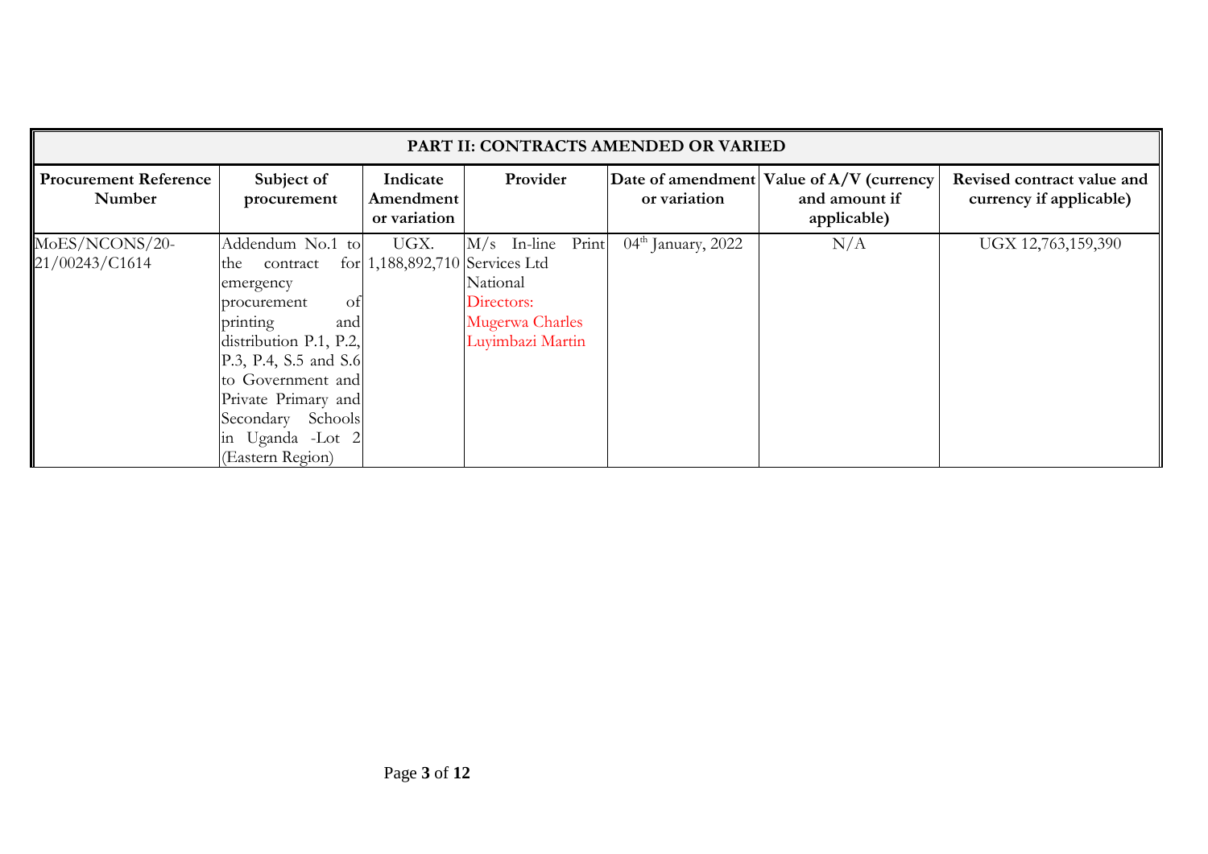| PART II: CONTRACTS AMENDED OR VARIED | | | | | | |
|---|---|---|---|---|---|---|
| **Procurement Reference Number** | **Subject of procurement** | **Indicate Amendment or variation** | **Provider** | **Date of amendment or variation** | **Value of A/V (currency and amount if applicable)** | **Revised contract value and currency if applicable)** |
| MoES/NCONS/20-21/00243/C1614 | Addendum No.1 to the contract for emergency procurement of printing and distribution P.1, P.2, P.3, P.4, S.5 and S.6 to Government and Private Primary and Secondary Schools in Uganda -Lot 2 (Eastern Region) | UGX. 1,188,892,710 | M/s In-line Print Services Ltd National Directors: Mugerwa Charles Luyimbazi Martin | 04th January, 2022 | N/A | UGX 12,763,159,390 |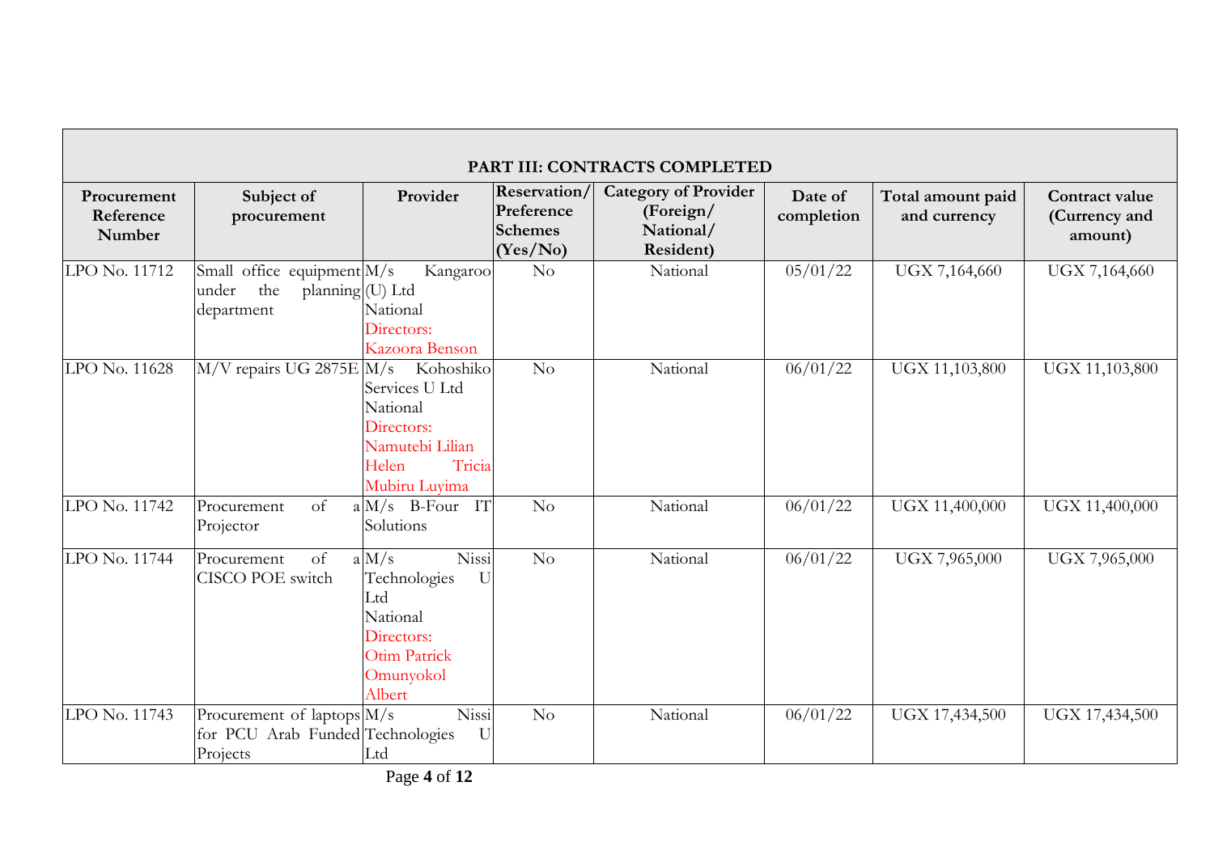| PART III: CONTRACTS COMPLETED | | | | | | | |
|---|---|---|---|---|---|---|---|
| **Procurement Reference Number** | **Subject of procurement** | **Provider** | **Reservation/ Preference Schemes (Yes/No)** | **Category of Provider (Foreign/ National/ Resident)** | **Date of completion** | **Total amount paid and currency** | **Contract value (Currency and amount)** |
| LPO No. 11712 | Small office equipment under the planning department | M/s Kangaroo (U) Ltd National Directors: Kazoora Benson | No | National | 05/01/22 | UGX 7,164,660 | UGX 7,164,660 |
| LPO No. 11628 | M/V repairs UG 2875E | M/s Kohoshiko Services U Ltd National Directors: Namutebi Lilian Helen Tricia Mubiru Luyima | No | National | 06/01/22 | UGX 11,103,800 | UGX 11,103,800 |
| LPO No. 11742 | Procurement of a Projector | M/s B-Four IT Solutions | No | National | 06/01/22 | UGX 11,400,000 | UGX 11,400,000 |
| LPO No. 11744 | Procurement of a CISCO POE switch | M/s Nissi Technologies U Ltd National Directors: Otim Patrick Omunyokol Albert | No | National | 06/01/22 | UGX 7,965,000 | UGX 7,965,000 |
| LPO No. 11743 | Procurement of laptops for PCU Arab Funded Projects | M/s Nissi Technologies U Ltd | No | National | 06/01/22 | UGX 17,434,500 | UGX 17,434,500 |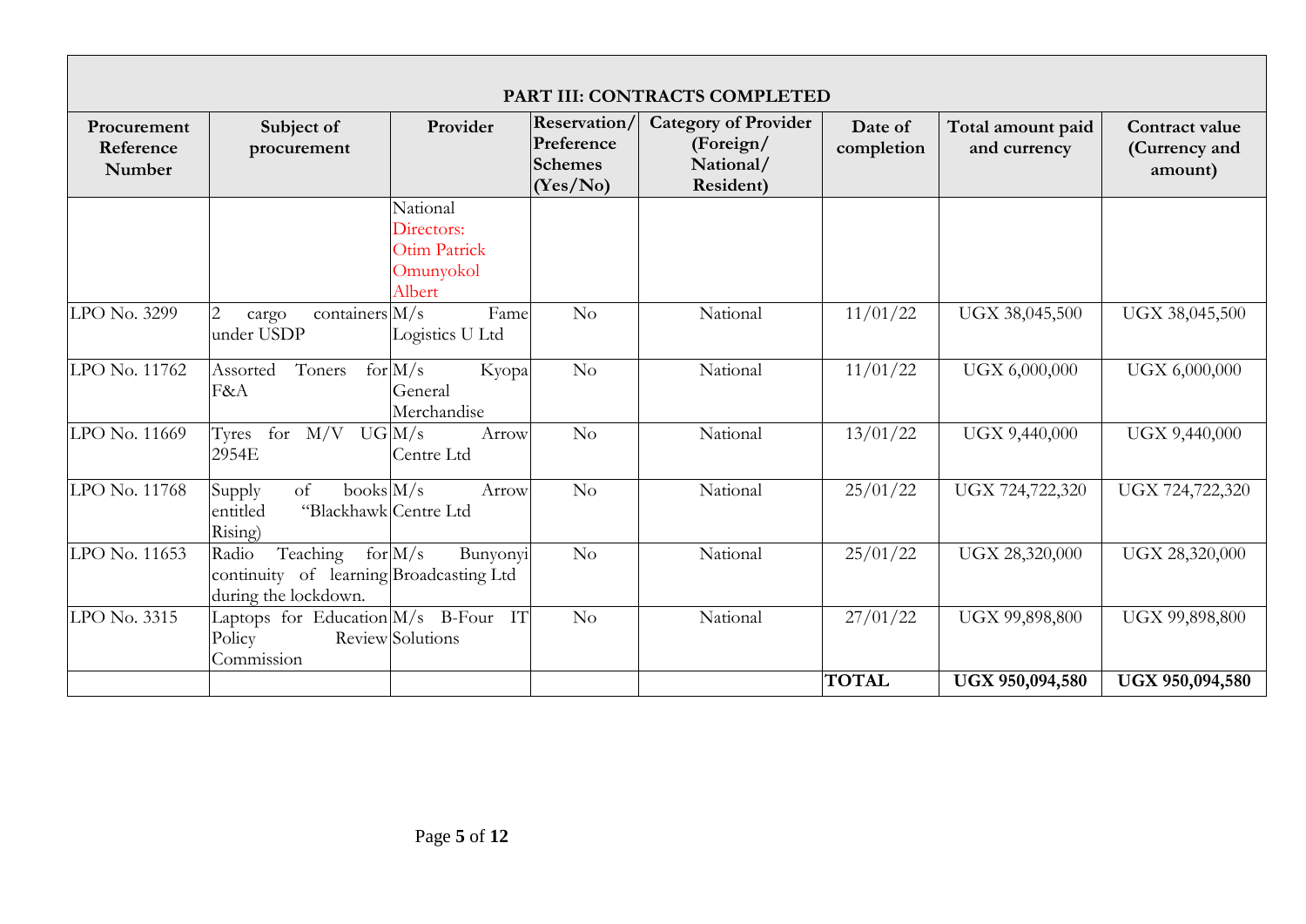| PART III: CONTRACTS COMPLETED | | | | | | | |
|---|---|---|---|---|---|---|---|
| **Procurement Reference Number** | **Subject of procurement** | **Provider** | **Reservation/ Preference Schemes (Yes/No)** | **Category of Provider (Foreign/ National/ Resident)** | **Date of completion** | **Total amount paid and currency** | **Contract value (Currency and amount)** |
| | | National Directors: Otim Patrick Omunyokol Albert | | | | | |
| LPO No. 3299 | 2 cargo containers under USDP | M/s Fame Logistics U Ltd | No | National | 11/01/22 | UGX 38,045,500 | UGX 38,045,500 |
| LPO No. 11762 | Assorted Toners for F&A | M/s Kyopa General Merchandise | No | National | 11/01/22 | UGX 6,000,000 | UGX 6,000,000 |
| LPO No. 11669 | Tyres for M/V UG 2954E | M/s Arrow Centre Ltd | No | National | 13/01/22 | UGX 9,440,000 | UGX 9,440,000 |
| LPO No. 11768 | Supply of books entitled "Blackhawk Rising) | M/s Arrow Centre Ltd | No | National | 25/01/22 | UGX 724,722,320 | UGX 724,722,320 |
| LPO No. 11653 | Radio Teaching for continuity of learning during the lockdown. | M/s Bunyonyi Broadcasting Ltd | No | National | 25/01/22 | UGX 28,320,000 | UGX 28,320,000 |
| LPO No. 3315 | Laptops for Education Policy Review Commission | M/s B-Four IT Solutions | No | National | 27/01/22 | UGX 99,898,800 | UGX 99,898,800 |
| | | | | | **TOTAL** | **UGX 950,094,580** | **UGX 950,094,580** |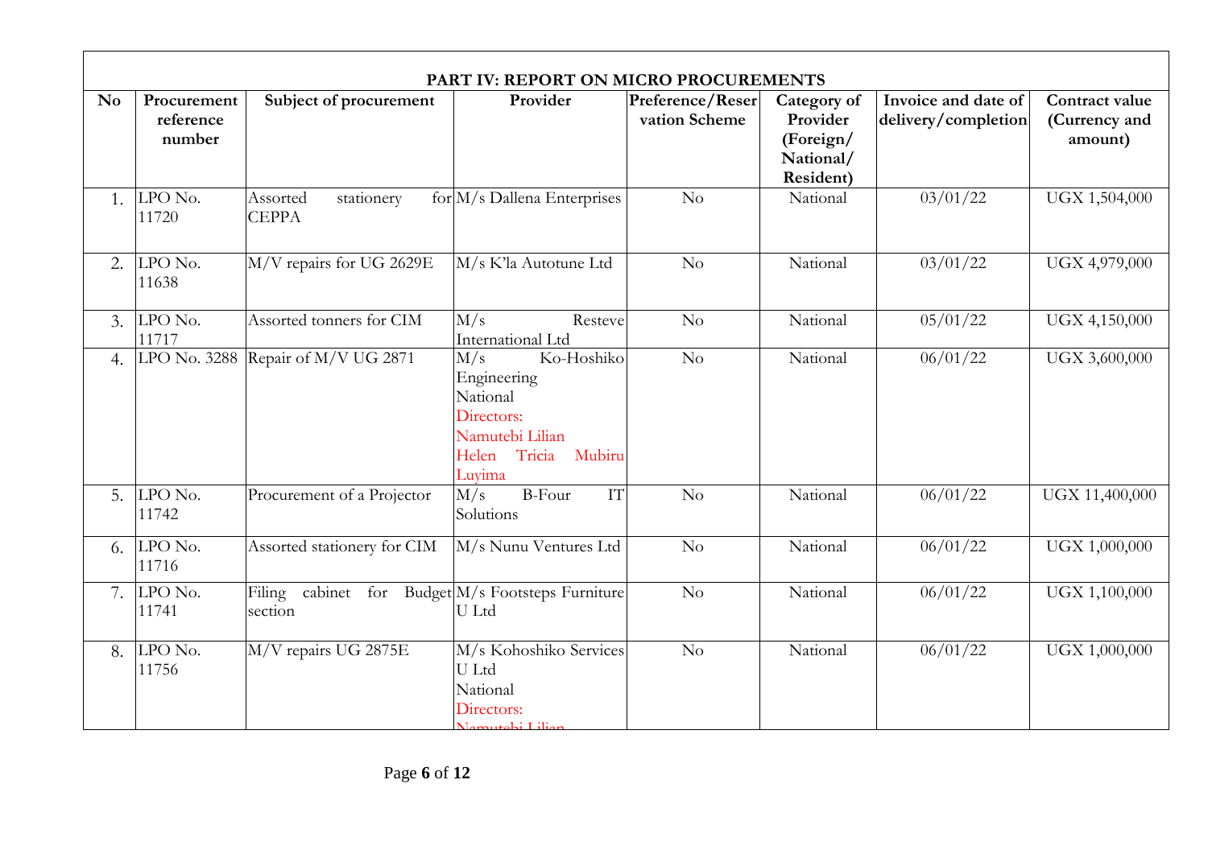| PART IV: REPORT ON MICRO PROCUREMENTS | | | | | | | |
|---|---|---|---|---|---|---|---|
| **No** | **Procurement reference number** | **Subject of procurement** | **Provider** | **Preference/Reservation Scheme** | **Category of Provider (Foreign/ National/ Resident)** | **Invoice and date of delivery/completion** | **Contract value (Currency and amount)** |
| 1. | LPO No. 11720 | Assorted stationery for CEPPA | M/s Dallena Enterprises | No | National | 03/01/22 | UGX 1,504,000 |
| 2. | LPO No. 11638 | M/V repairs for UG 2629E | M/s K'la Autotune Ltd | No | National | 03/01/22 | UGX 4,979,000 |
| 3. | LPO No. 11717 | Assorted tonners for CIM | M/s Resteve International Ltd | No | National | 05/01/22 | UGX 4,150,000 |
| 4. | LPO No. 3288 | Repair of M/V UG 2871 | M/s Ko-Hoshiko Engineering National Directors: Namutebi Lilian Helen Tricia Mubiru Luyima | No | National | 06/01/22 | UGX 3,600,000 |
| 5. | LPO No. 11742 | Procurement of a Projector | M/s B-Four IT Solutions | No | National | 06/01/22 | UGX 11,400,000 |
| 6. | LPO No. 11716 | Assorted stationery for CIM | M/s Nunu Ventures Ltd | No | National | 06/01/22 | UGX 1,000,000 |
| 7. | LPO No. 11741 | Filing cabinet for Budget section | M/s Footsteps Furniture U Ltd | No | National | 06/01/22 | UGX 1,100,000 |
| 8. | LPO No. 11756 | M/V repairs UG 2875E | M/s Kohoshiko Services U Ltd National Directors: Namutebi Lilian | No | National | 06/01/22 | UGX 1,000,000 |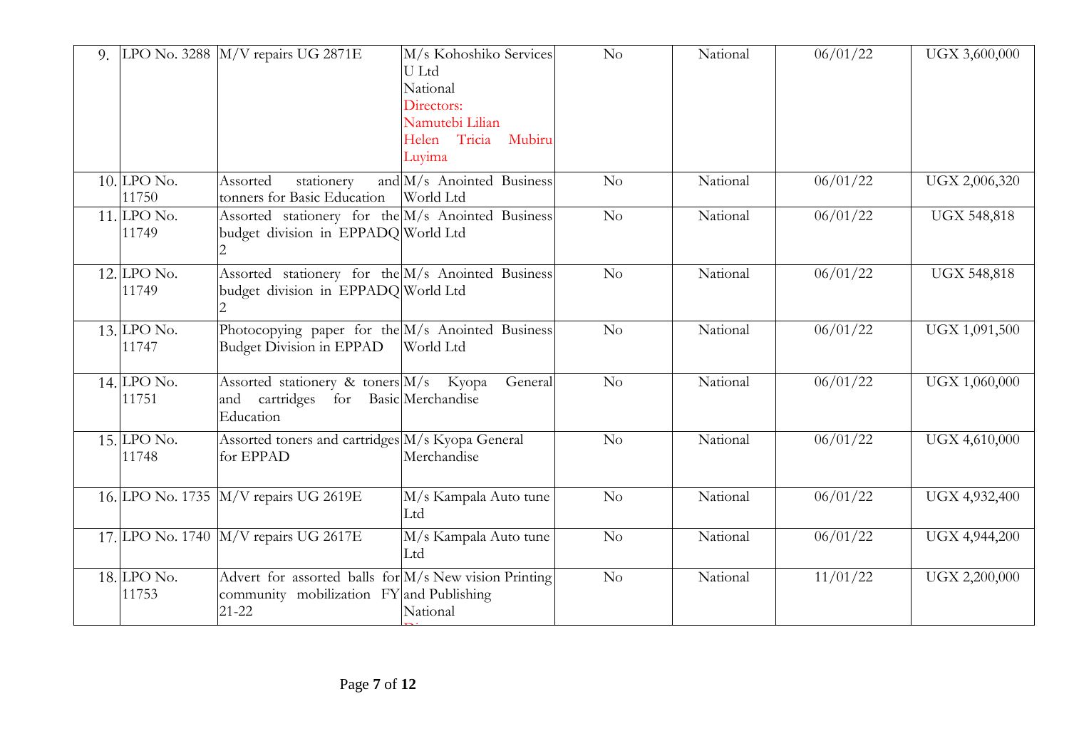| | | | | | | | |
|---|---|---|---|---|---|---|---|
| 9. | LPO No. 3288 | M/V repairs UG 2871E | M/s Kohoshiko Services U Ltd National Directors: Namutebi Lilian Helen Tricia Mubiru Luyima | No | National | 06/01/22 | UGX 3,600,000 |
| 10. | LPO No. 11750 | Assorted stationery and tonners for Basic Education | M/s Anointed Business World Ltd | No | National | 06/01/22 | UGX 2,006,320 |
| 11. | LPO No. 11749 | Assorted stationery for the budget division in EPPADQ 2 | M/s Anointed Business World Ltd | No | National | 06/01/22 | UGX 548,818 |
| 12. | LPO No. 11749 | Assorted stationery for the budget division in EPPADQ 2 | M/s Anointed Business World Ltd | No | National | 06/01/22 | UGX 548,818 |
| 13. | LPO No. 11747 | Photocopying paper for the Budget Division in EPPAD | M/s Anointed Business World Ltd | No | National | 06/01/22 | UGX 1,091,500 |
| 14. | LPO No. 11751 | Assorted stationery & toners and cartridges for Basic Education | M/s Kyopa General Merchandise | No | National | 06/01/22 | UGX 1,060,000 |
| 15. | LPO No. 11748 | Assorted toners and cartridges for EPPAD | M/s Kyopa General Merchandise | No | National | 06/01/22 | UGX 4,610,000 |
| 16. | LPO No. 1735 | M/V repairs UG 2619E | M/s Kampala Auto tune Ltd | No | National | 06/01/22 | UGX 4,932,400 |
| 17. | LPO No. 1740 | M/V repairs UG 2617E | M/s Kampala Auto tune Ltd | No | National | 06/01/22 | UGX 4,944,200 |
| 18. | LPO No. 11753 | Advert for assorted balls for community mobilization FY 21-22 | M/s New vision Printing and Publishing National | No | National | 11/01/22 | UGX 2,200,000 |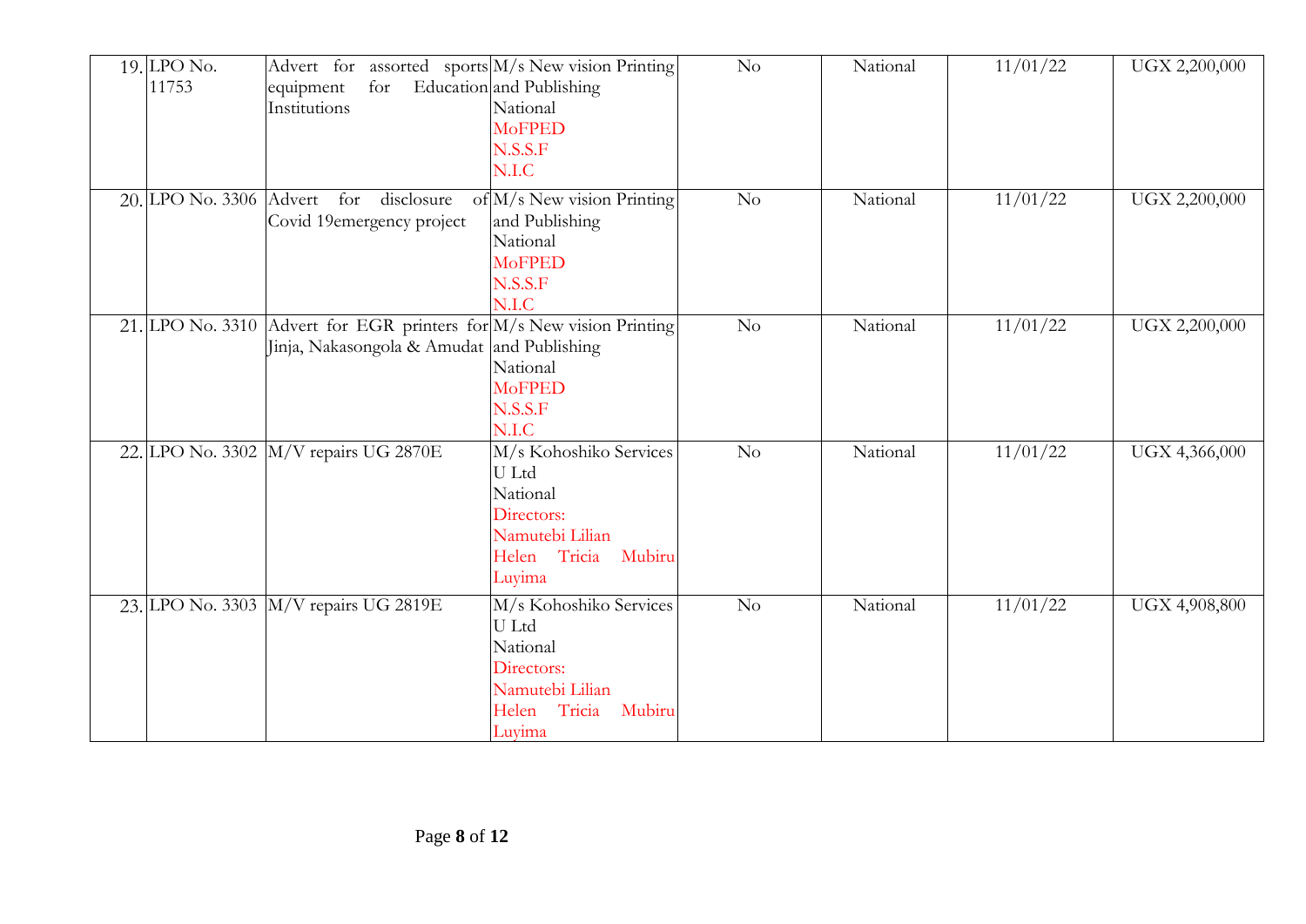| | | | | | | | |
|---|---|---|---|---|---|---|---|
| 19. | LPO No. 11753 | Advert for assorted sports equipment for Education Institutions | M/s New vision Printing and Publishing National MoFPED N.S.S.F N.I.C | No | National | 11/01/22 | UGX 2,200,000 |
| 20. | LPO No. 3306 | Advert for disclosure of Covid 19emergency project | M/s New vision Printing and Publishing National MoFPED N.S.S.F N.I.C | No | National | 11/01/22 | UGX 2,200,000 |
| 21. | LPO No. 3310 | Advert for EGR printers for Jinja, Nakasongola & Amudat | M/s New vision Printing and Publishing National MoFPED N.S.S.F N.I.C | No | National | 11/01/22 | UGX 2,200,000 |
| 22. | LPO No. 3302 | M/V repairs UG 2870E | M/s Kohoshiko Services U Ltd National Directors: Namutebi Lilian Helen Tricia Mubiru Luyima | No | National | 11/01/22 | UGX 4,366,000 |
| 23. | LPO No. 3303 | M/V repairs UG 2819E | M/s Kohoshiko Services U Ltd National Directors: Namutebi Lilian Helen Tricia Mubiru Luyima | No | National | 11/01/22 | UGX 4,908,800 |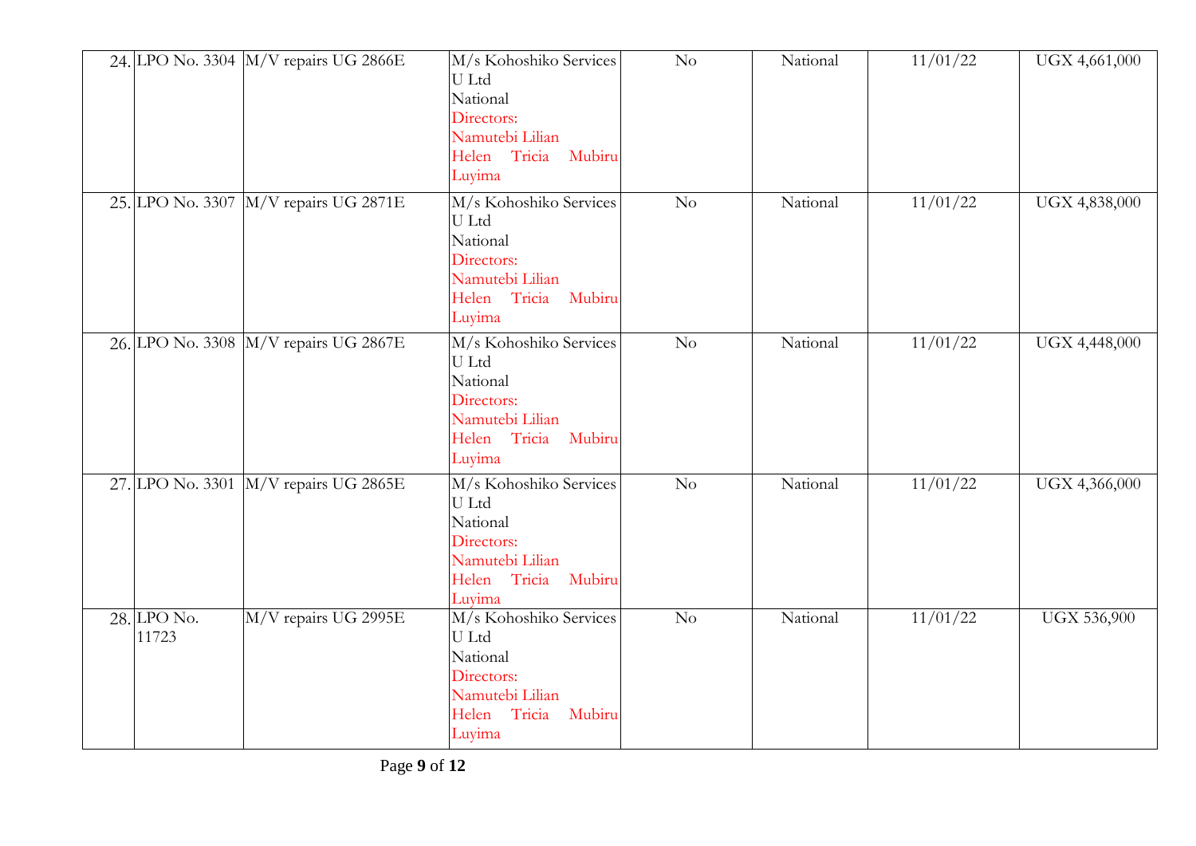| | | | | | | | |
|---|---|---|---|---|---|---|---|
| 24. | LPO No. 3304 | M/V repairs UG 2866E | M/s Kohoshiko Services U Ltd<br>National<br>Directors:<br>Namutebi Lilian<br>Helen Tricia Mubiru Luyima | No | National | 11/01/22 | UGX 4,661,000 |
| 25. | LPO No. 3307 | M/V repairs UG 2871E | M/s Kohoshiko Services U Ltd<br>National<br>Directors:<br>Namutebi Lilian<br>Helen Tricia Mubiru Luyima | No | National | 11/01/22 | UGX 4,838,000 |
| 26. | LPO No. 3308 | M/V repairs UG 2867E | M/s Kohoshiko Services U Ltd<br>National<br>Directors:<br>Namutebi Lilian<br>Helen Tricia Mubiru Luyima | No | National | 11/01/22 | UGX 4,448,000 |
| 27. | LPO No. 3301 | M/V repairs UG 2865E | M/s Kohoshiko Services U Ltd<br>National<br>Directors:<br>Namutebi Lilian<br>Helen Tricia Mubiru Luyima | No | National | 11/01/22 | UGX 4,366,000 |
| 28. | LPO No. 11723 | M/V repairs UG 2995E | M/s Kohoshiko Services U Ltd<br>National<br>Directors:<br>Namutebi Lilian<br>Helen Tricia Mubiru Luyima | No | National | 11/01/22 | UGX 536,900 |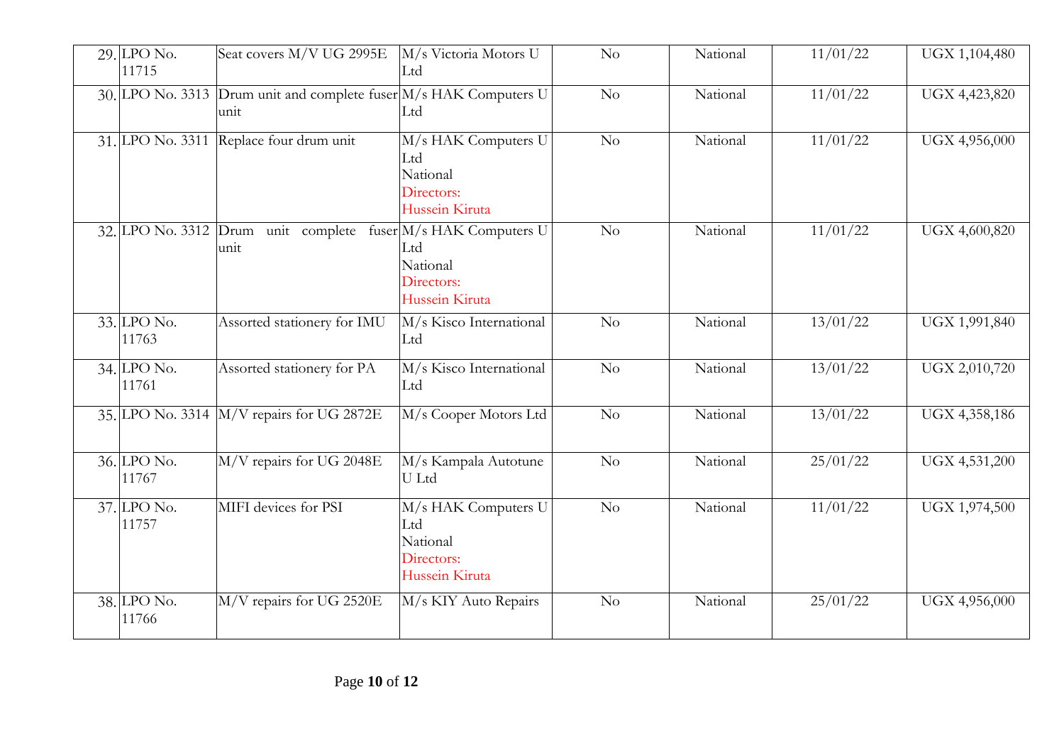| 29. | LPO No. 11715 | Seat covers M/V UG 2995E | M/s Victoria Motors U Ltd | No | National | 11/01/22 | UGX 1,104,480 |
|---|---|---|---|---|---|---|---|
| 30. | LPO No. 3313 | Drum unit and complete fuser unit | M/s HAK Computers U Ltd | No | National | 11/01/22 | UGX 4,423,820 |
| 31. | LPO No. 3311 | Replace four drum unit | M/s HAK Computers U Ltd National Directors: Hussein Kiruta | No | National | 11/01/22 | UGX 4,956,000 |
| 32. | LPO No. 3312 | Drum unit complete fuser unit | M/s HAK Computers U Ltd National Directors: Hussein Kiruta | No | National | 11/01/22 | UGX 4,600,820 |
| 33. | LPO No. 11763 | Assorted stationery for IMU | M/s Kisco International Ltd | No | National | 13/01/22 | UGX 1,991,840 |
| 34. | LPO No. 11761 | Assorted stationery for PA | M/s Kisco International Ltd | No | National | 13/01/22 | UGX 2,010,720 |
| 35. | LPO No. 3314 | M/V repairs for UG 2872E | M/s Cooper Motors Ltd | No | National | 13/01/22 | UGX 4,358,186 |
| 36. | LPO No. 11767 | M/V repairs for UG 2048E | M/s Kampala Autotune U Ltd | No | National | 25/01/22 | UGX 4,531,200 |
| 37. | LPO No. 11757 | MIFI devices for PSI | M/s HAK Computers U Ltd National Directors: Hussein Kiruta | No | National | 11/01/22 | UGX 1,974,500 |
| 38. | LPO No. 11766 | M/V repairs for UG 2520E | M/s KIY Auto Repairs | No | National | 25/01/22 | UGX 4,956,000 |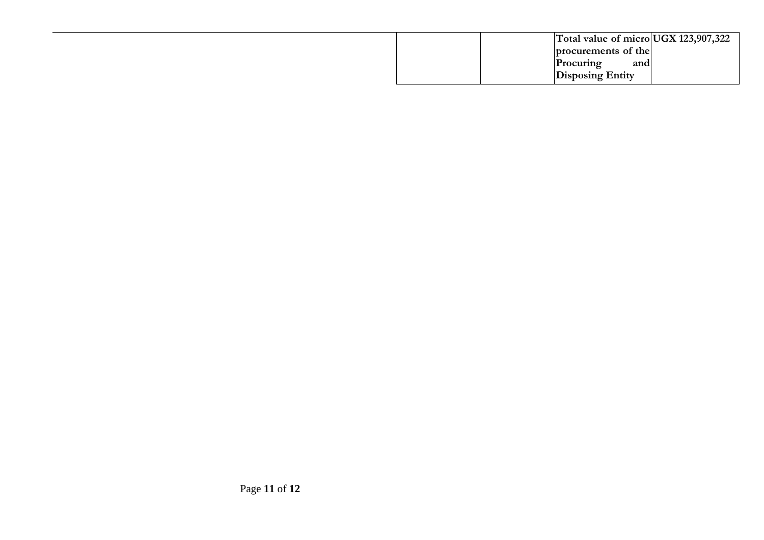| | | | |
|---|---|---|---|
| | | **Total value of micro procurements of the Procuring and Disposing Entity** | **UGX 123,907,322** |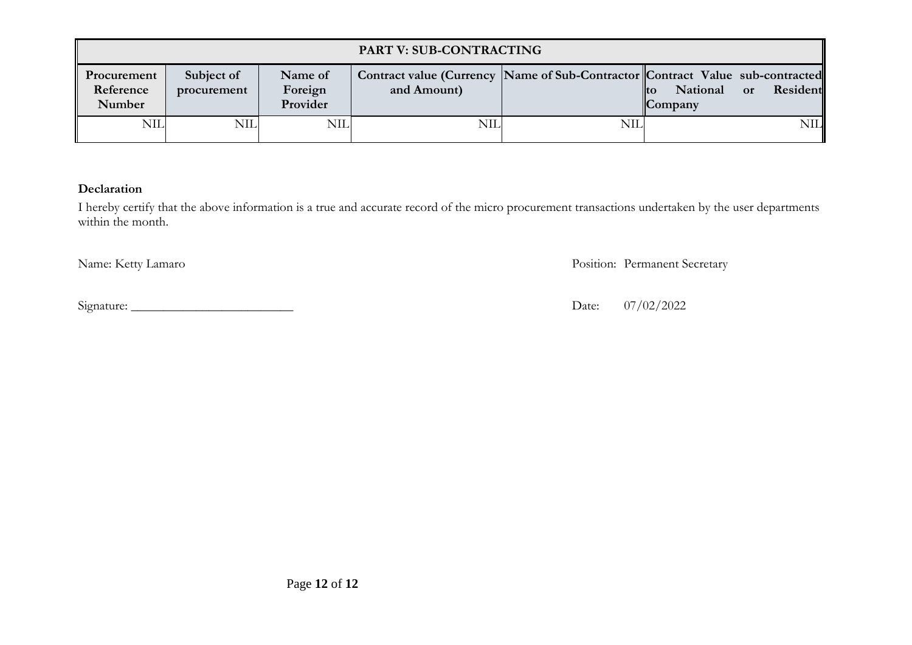| PART V: SUB-CONTRACTING | | | | | |
|---|---|---|---|---|---|
| **Procurement Reference Number** | **Subject of procurement** | **Name of Foreign Provider** | **Contract value (Currency and Amount)** | **Name of Sub-Contractor** | **Contract Value sub-contracted to National or Resident Company** |
| NIL | NIL | NIL | NIL | NIL | NIL |

**Declaration**

I hereby certify that the above information is a true and accurate record of the micro procurement transactions undertaken by the user departments within the month.

Name: Ketty Lamaro

Position: Permanent Secretary

Signature: ___________________________

Date: 07/02/2022